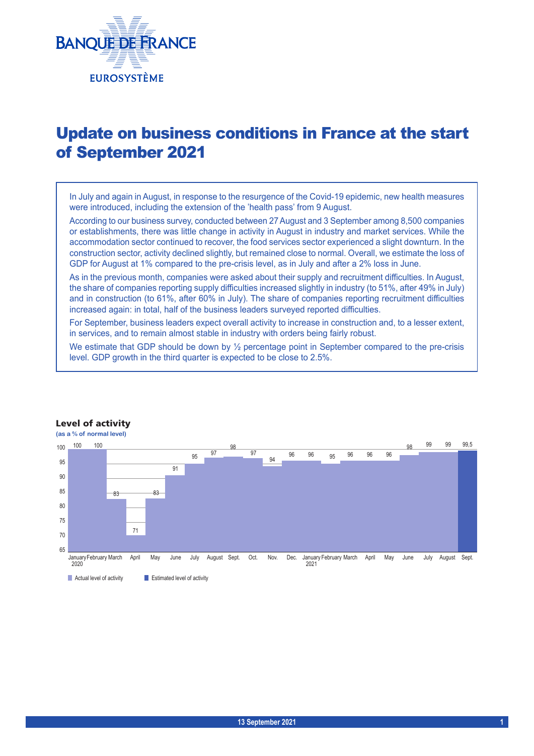# Update on business conditions in France at the start of September 2021

In July and again in August, in response to the resurgence of the Covid-19 epidemic, new health measures were introduced, including the extension of the 'health pass' from 9 August.

According to our business survey, conducted between 27 August and 3 September among 8,500 companies or establishments, there was little change in activity in August in industry and market services. While the accommodation sector continued to recover, the food services sector experienced a slight downturn. In the construction sector, activity declined slightly, but remained close to normal. Overall, we estimate the loss of GDP for August at 1% compared to the pre-crisis level, as in July and after a 2% loss in June.

As in the previous month, companies were asked about their supply and recruitment difficulties. In August, the share of companies reporting supply difficulties increased slightly in industry (to 51%, after 49% in July) and in construction (to 61%, after 60% in July). The share of companies reporting recruitment difficulties increased again: in total, half of the business leaders surveyed reported difficulties.

For September, business leaders expect overall activity to increase in construction and, to a lesser extent, in services, and to remain almost stable in industry with orders being fairly robust.

We estimate that GDP should be down by ½ percentage point in September compared to the pre-crisis level. GDP growth in the third quarter is expected to be close to 2.5%.

**Level of activity**

**(as a % of normal level)**

| Month | Level of activity |
|---|---|
| January 2020 | 100 |
| February | 100 |
| March | 83 |
| April | 71 |
| May | 83 |
| June | 91 |
| July | 95 |
| August | 97 |
| Sept. | 98 |
| Oct. | 97 |
| Nov. | 94 |
| Dec. | 96 |
| January 2021 | 96 |
| February | 95 |
| March | 96 |
| April | 96 |
| May | 96 |
| June | 98 |
| July | 99 |
| August | 99 |
| Sept. (estimated) | 99,5 |

Actual level of activity / Estimated level of activity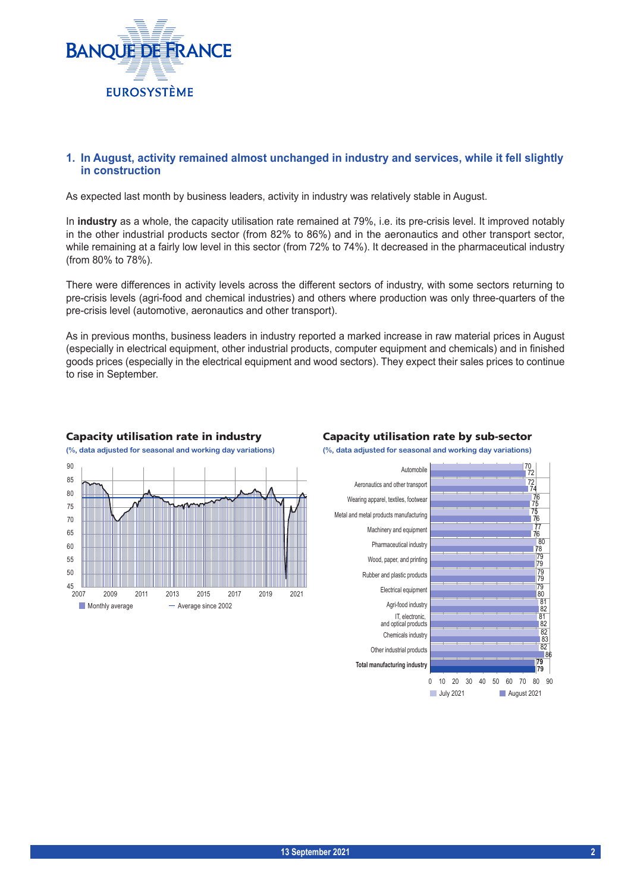## 1. In August, activity remained almost unchanged in industry and services, while it fell slightly in construction

As expected last month by business leaders, activity in industry was relatively stable in August.

In **industry** as a whole, the capacity utilisation rate remained at 79%, i.e. its pre-crisis level. It improved notably in the other industrial products sector (from 82% to 86%) and in the aeronautics and other transport sector, while remaining at a fairly low level in this sector (from 72% to 74%). It decreased in the pharmaceutical industry (from 80% to 78%).

There were differences in activity levels across the different sectors of industry, with some sectors returning to pre-crisis levels (agri-food and chemical industries) and others where production was only three-quarters of the pre-crisis level (automotive, aeronautics and other transport).

As in previous months, business leaders in industry reported a marked increase in raw material prices in August (especially in electrical equipment, other industrial products, computer equipment and chemicals) and in finished goods prices (especially in the electrical equipment and wood sectors). They expect their sales prices to continue to rise in September.

**Capacity utilisation rate in industry**

(%, data adjusted for seasonal and working day variations)

Monthly average — Average since 2002

**Capacity utilisation rate by sub-sector**

(%, data adjusted for seasonal and working day variations)

| Sub-sector | July 2021 | August 2021 |
|---|---|---|
| Automobile | 70 | 72 |
| Aeronautics and other transport | 72 | 74 |
| Wearing apparel, textiles, footwear | 76 | 75 |
| Metal and metal products manufacturing | 75 | 76 |
| Machinery and equipment | 77 | 76 |
| Pharmaceutical industry | 80 | 78 |
| Wood, paper, and printing | 79 | 79 |
| Rubber and plastic products | 79 | 79 |
| Electrical equipment | 79 | 80 |
| Agri-food industry | 81 | 82 |
| IT, electronic, and optical products | 81 | 82 |
| Chemicals industry | 82 | 83 |
| Other industrial products | 82 | 86 |
| **Total manufacturing industry** | **79** | **79** |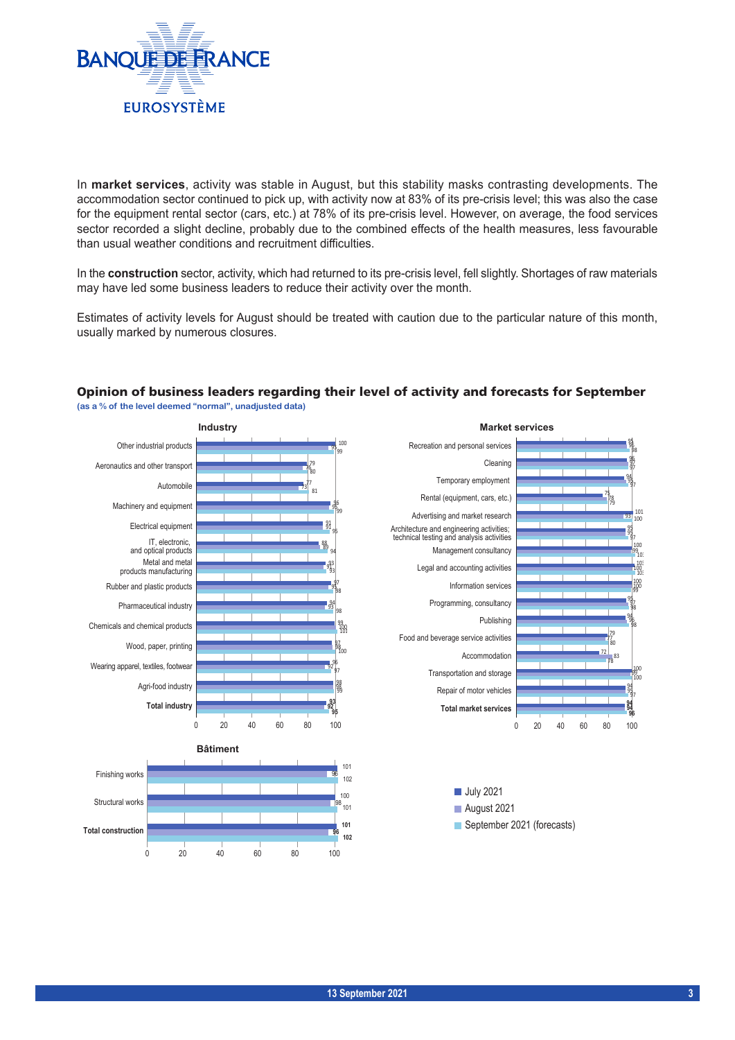In **market services**, activity was stable in August, but this stability masks contrasting developments. The accommodation sector continued to pick up, with activity now at 83% of its pre-crisis level; this was also the case for the equipment rental sector (cars, etc.) at 78% of its pre-crisis level. However, on average, the food services sector recorded a slight decline, probably due to the combined effects of the health measures, less favourable than usual weather conditions and recruitment difficulties.

In the **construction** sector, activity, which had returned to its pre-crisis level, fell slightly. Shortages of raw materials may have led some business leaders to reduce their activity over the month.

Estimates of activity levels for August should be treated with caution due to the particular nature of this month, usually marked by numerous closures.

## Opinion of business leaders regarding their level of activity and forecasts for September

(as a % of the level deemed "normal", unadjusted data)

**Industry**

| | July 2021 | August 2021 | September 2021 (forecasts) |
|---|---|---|---|
| Other industrial products | 100 | 95 | 99 |
| Aeronautics and other transport | 79 | 76 | 80 |
| Automobile | 77 | 73 | 81 |
| Machinery and equipment | 96 | 95 | 99 |
| Electrical equipment | 91 | 91 | 95 |
| IT, electronic, and optical products | 88 | 89 | 94 |
| Metal and metal products manufacturing | 93 | 91 | 93 |
| Rubber and plastic products | 97 | 95 | 98 |
| Pharmaceutical industry | 94 | 93 | 98 |
| Chemicals and chemical products | 99 | 100 | 101 |
| Wood, paper, printing | 97 | 96 | 100 |
| Wearing apparel, textiles, footwear | 96 | 92 | 97 |
| Agri-food industry | 98 | 98 | 99 |
| **Total industry** | **93** | **92** | **95** |

**Bâtiment**

| | July 2021 | August 2021 | September 2021 (forecasts) |
|---|---|---|---|
| Finishing works | 101 | 96 | 102 |
| Structural works | 100 | 98 | 101 |
| **Total construction** | **101** | **96** | **102** |

**Market services**

| | July 2021 | August 2021 | September 2021 (forecasts) |
|---|---|---|---|
| Recreation and personal services | 95 | 96 | 98 |
| Cleaning | 96 | 97 | 97 |
| Temporary employment | 94 | 95 | 97 |
| Rental (equipment, cars, etc.) | 75 | 78 | 79 |
| Advertising and market research | 101 | 93 | 100 |
| Architecture and engineering activities; technical testing and analysis activities | 95 | 95 | 97 |
| Management consultancy | 100 | 99 | 101 |
| Legal and accounting activities | 101 | 100 | 101 |
| Information services | 100 | 100 | 99 |
| Programming, consultancy | 96 | 97 | 98 |
| Publishing | 94 | 96 | 98 |
| Food and beverage service activities | 79 | 77 | 80 |
| Accommodation | 72 | 83 | 78 |
| Transportation and storage | 100 | 99 | 100 |
| Repair of motor vehicles | 94 | 95 | 97 |
| **Total market services** | **94** | **94** | **96** |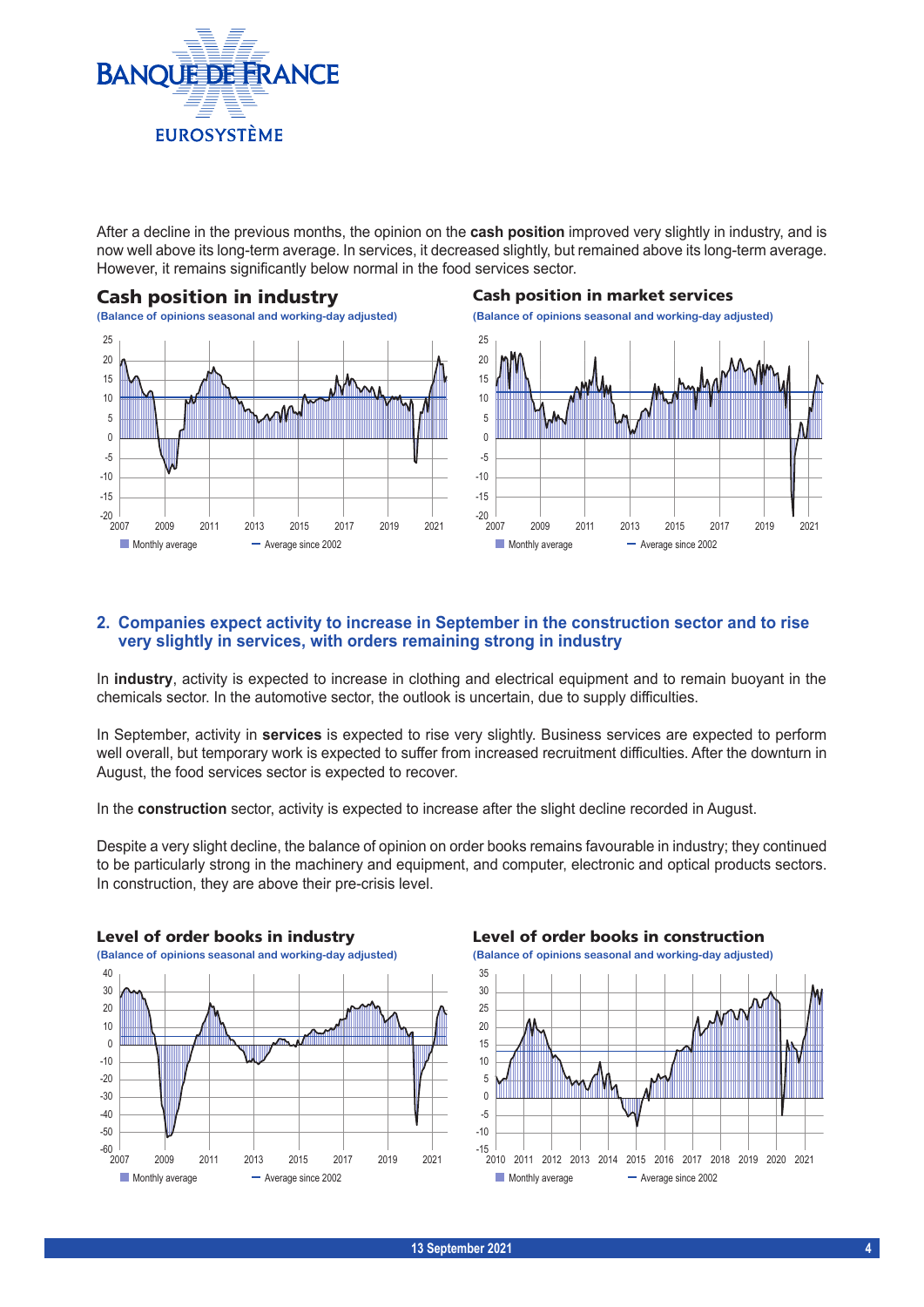After a decline in the previous months, the opinion on the **cash position** improved very slightly in industry, and is now well above its long-term average. In services, it decreased slightly, but remained above its long-term average. However, it remains significantly below normal in the food services sector.

### Cash position in industry

(Balance of opinions seasonal and working-day adjusted)

### Cash position in market services

(Balance of opinions seasonal and working-day adjusted)

## 2. Companies expect activity to increase in September in the construction sector and to rise very slightly in services, with orders remaining strong in industry

In **industry**, activity is expected to increase in clothing and electrical equipment and to remain buoyant in the chemicals sector. In the automotive sector, the outlook is uncertain, due to supply difficulties.

In September, activity in **services** is expected to rise very slightly. Business services are expected to perform well overall, but temporary work is expected to suffer from increased recruitment difficulties. After the downturn in August, the food services sector is expected to recover.

In the **construction** sector, activity is expected to increase after the slight decline recorded in August.

Despite a very slight decline, the balance of opinion on order books remains favourable in industry; they continued to be particularly strong in the machinery and equipment, and computer, electronic and optical products sectors. In construction, they are above their pre-crisis level.

### Level of order books in industry

(Balance of opinions seasonal and working-day adjusted)

### Level of order books in construction

(Balance of opinions seasonal and working-day adjusted)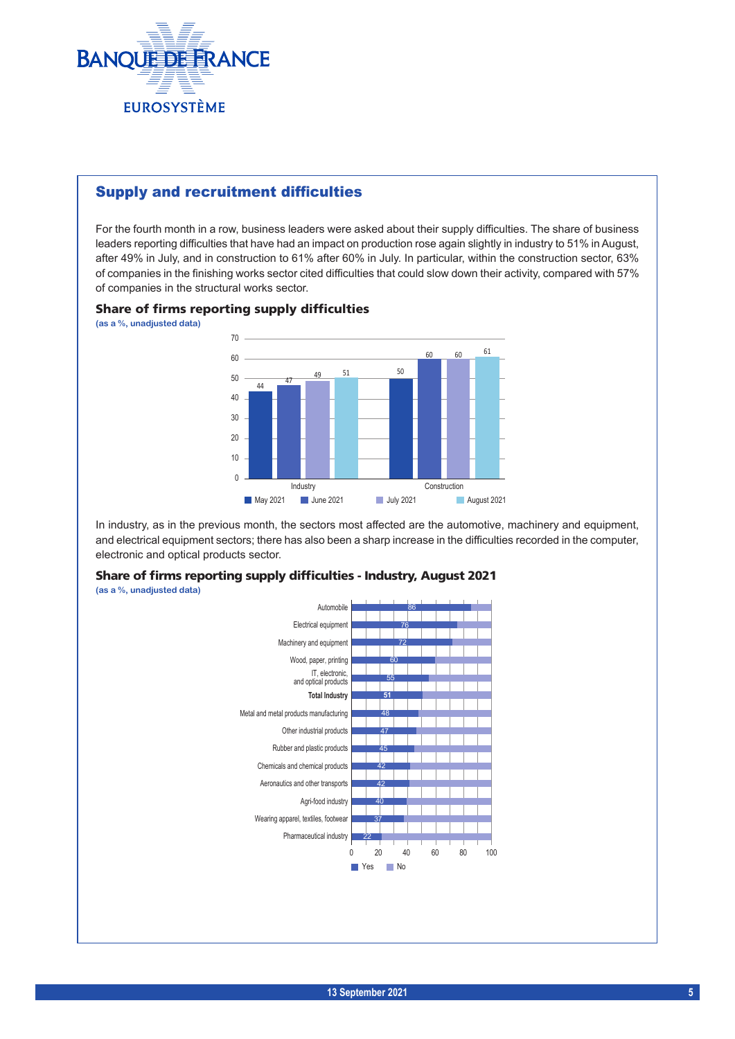## Supply and recruitment difficulties

For the fourth month in a row, business leaders were asked about their supply difficulties. The share of business leaders reporting difficulties that have had an impact on production rose again slightly in industry to 51% in August, after 49% in July, and in construction to 61% after 60% in July. In particular, within the construction sector, 63% of companies in the finishing works sector cited difficulties that could slow down their activity, compared with 57% of companies in the structural works sector.

### Share of firms reporting supply difficulties

(as a %, unadjusted data)

| | May 2021 | June 2021 | July 2021 | August 2021 |
|---|---|---|---|---|
| Industry | 44 | 47 | 49 | 51 |
| Construction | 50 | 60 | 60 | 61 |

In industry, as in the previous month, the sectors most affected are the automotive, machinery and equipment, and electrical equipment sectors; there has also been a sharp increase in the difficulties recorded in the computer, electronic and optical products sector.

### Share of firms reporting supply difficulties - Industry, August 2021

(as a %, unadjusted data)

| Sector | Yes |
|---|---|
| Automobile | 86 |
| Electrical equipment | 76 |
| Machinery and equipment | 72 |
| Wood, paper, printing | 60 |
| IT, electronic, and optical products | 55 |
| **Total Industry** | **51** |
| Metal and metal products manufacturing | 48 |
| Other industrial products | 47 |
| Rubber and plastic products | 45 |
| Chemicals and chemical products | 42 |
| Aeronautics and other transports | 42 |
| Agri-food industry | 40 |
| Wearing apparel, textiles, footwear | 37 |
| Pharmaceutical industry | 22 |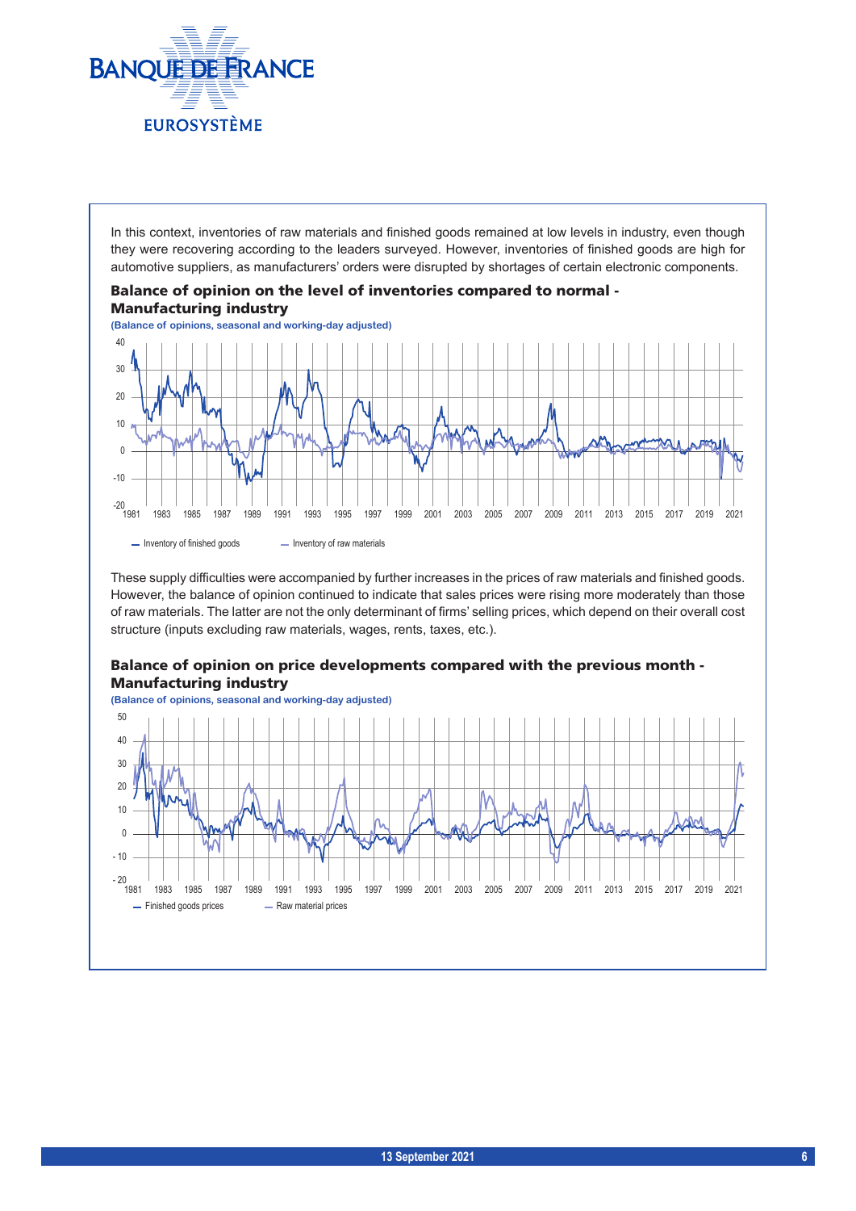In this context, inventories of raw materials and finished goods remained at low levels in industry, even though they were recovering according to the leaders surveyed. However, inventories of finished goods are high for automotive suppliers, as manufacturers' orders were disrupted by shortages of certain electronic components.

**Balance of opinion on the level of inventories compared to normal - Manufacturing industry**

(Balance of opinions, seasonal and working-day adjusted)

These supply difficulties were accompanied by further increases in the prices of raw materials and finished goods. However, the balance of opinion continued to indicate that sales prices were rising more moderately than those of raw materials. The latter are not the only determinant of firms' selling prices, which depend on their overall cost structure (inputs excluding raw materials, wages, rents, taxes, etc.).

**Balance of opinion on price developments compared with the previous month - Manufacturing industry**

(Balance of opinions, seasonal and working-day adjusted)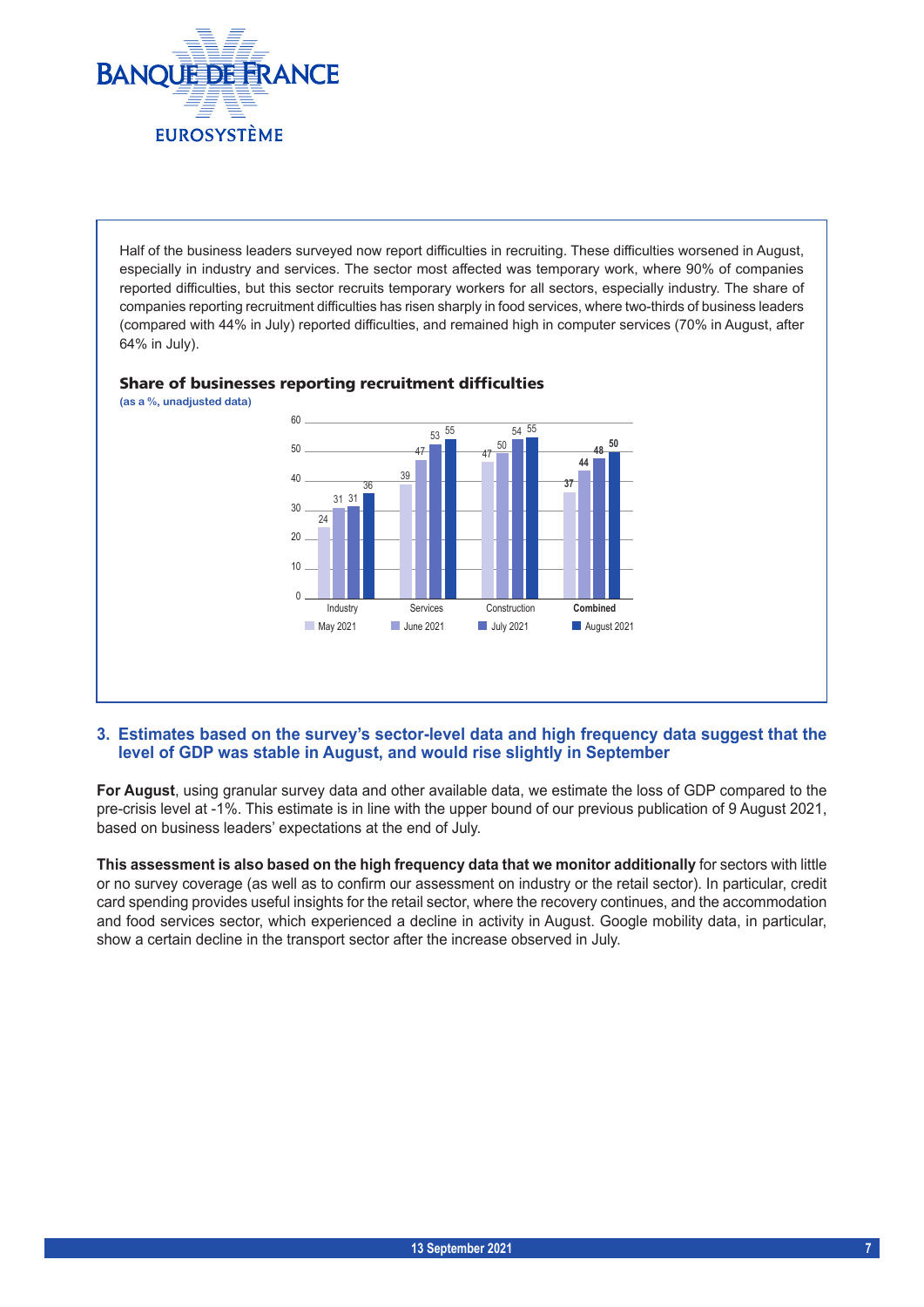Half of the business leaders surveyed now report difficulties in recruiting. These difficulties worsened in August, especially in industry and services. The sector most affected was temporary work, where 90% of companies reported difficulties, but this sector recruits temporary workers for all sectors, especially industry. The share of companies reporting recruitment difficulties has risen sharply in food services, where two-thirds of business leaders (compared with 44% in July) reported difficulties, and remained high in computer services (70% in August, after 64% in July).

**Share of businesses reporting recruitment difficulties**

(as a %, unadjusted data)

| | May 2021 | June 2021 | July 2021 | August 2021 |
|---|---|---|---|---|
| Industry | 24 | 31 | 31 | 36 |
| Services | 39 | 47 | 53 | 55 |
| Construction | 47 | 50 | 54 | 55 |
| **Combined** | **37** | **44** | **48** | **50** |

### 3. Estimates based on the survey's sector-level data and high frequency data suggest that the level of GDP was stable in August, and would rise slightly in September

**For August**, using granular survey data and other available data, we estimate the loss of GDP compared to the pre-crisis level at -1%. This estimate is in line with the upper bound of our previous publication of 9 August 2021, based on business leaders' expectations at the end of July.

**This assessment is also based on the high frequency data that we monitor additionally** for sectors with little or no survey coverage (as well as to confirm our assessment on industry or the retail sector). In particular, credit card spending provides useful insights for the retail sector, where the recovery continues, and the accommodation and food services sector, which experienced a decline in activity in August. Google mobility data, in particular, show a certain decline in the transport sector after the increase observed in July.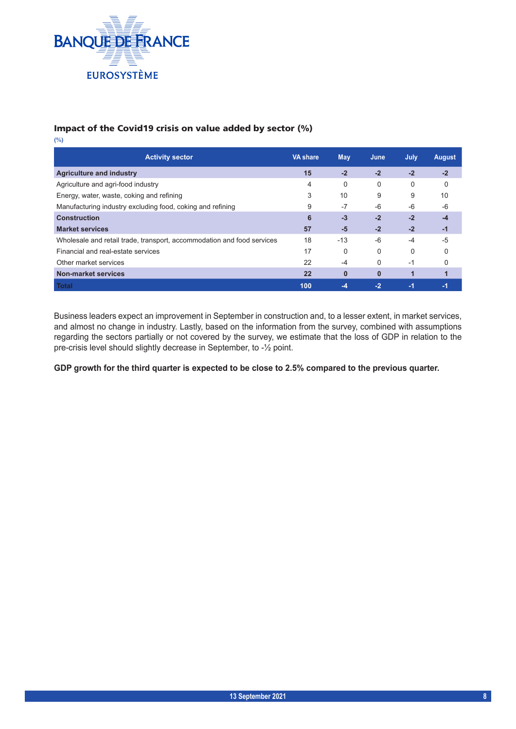### Impact of the Covid19 crisis on value added by sector (%)

(%)

| Activity sector | VA share | May | June | July | August |
|---|---|---|---|---|---|
| **Agriculture and industry** | **15** | **-2** | **-2** | **-2** | **-2** |
| Agriculture and agri-food industry | 4 | 0 | 0 | 0 | 0 |
| Energy, water, waste, coking and refining | 3 | 10 | 9 | 9 | 10 |
| Manufacturing industry excluding food, coking and refining | 9 | -7 | -6 | -6 | -6 |
| **Construction** | **6** | **-3** | **-2** | **-2** | **-4** |
| **Market services** | **57** | **-5** | **-2** | **-2** | **-1** |
| Wholesale and retail trade, transport, accommodation and food services | 18 | -13 | -6 | -4 | -5 |
| Financial and real-estate services | 17 | 0 | 0 | 0 | 0 |
| Other market services | 22 | -4 | 0 | -1 | 0 |
| **Non-market services** | **22** | **0** | **0** | **1** | **1** |
| **Total** | **100** | **-4** | **-2** | **-1** | **-1** |

Business leaders expect an improvement in September in construction and, to a lesser extent, in market services, and almost no change in industry. Lastly, based on the information from the survey, combined with assumptions regarding the sectors partially or not covered by the survey, we estimate that the loss of GDP in relation to the pre-crisis level should slightly decrease in September, to -½ point.

**GDP growth for the third quarter is expected to be close to 2.5% compared to the previous quarter.**